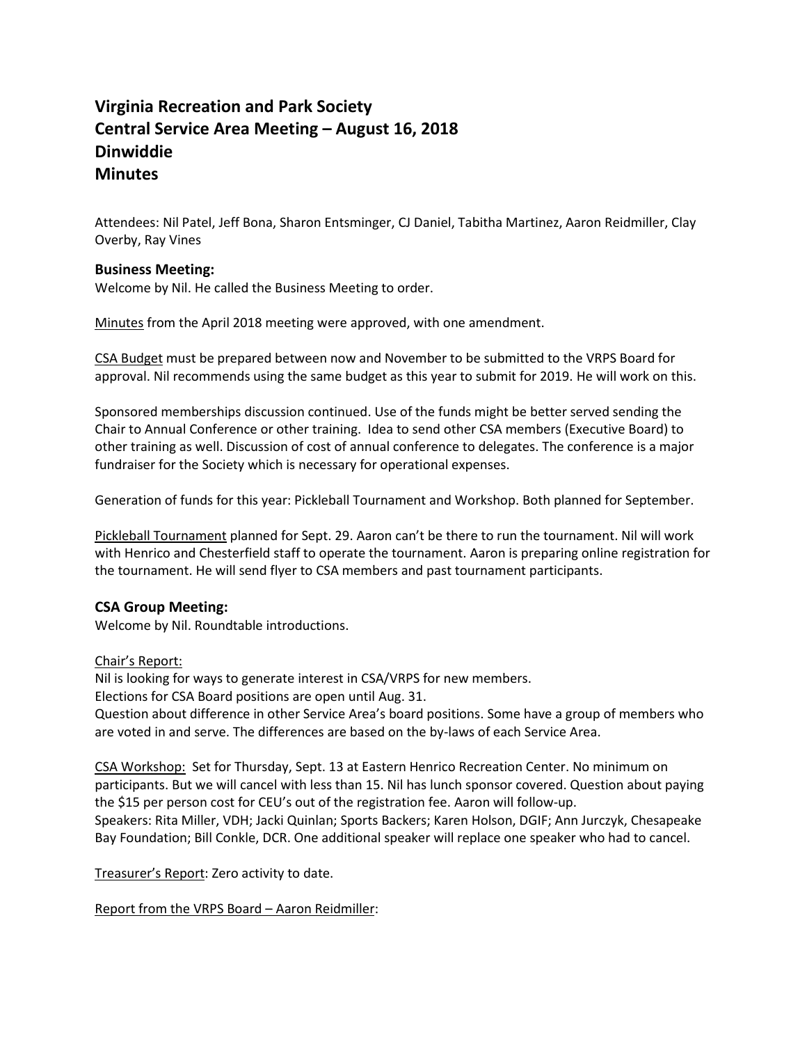# Virginia Recreation and Park Society
# Central Service Area Meeting – August 16, 2018
# Dinwiddie
# Minutes

Attendees: Nil Patel, Jeff Bona, Sharon Entsminger, CJ Daniel, Tabitha Martinez, Aaron Reidmiller, Clay Overby, Ray Vines

## Business Meeting:

Welcome by Nil. He called the Business Meeting to order.

Minutes from the April 2018 meeting were approved, with one amendment.

CSA Budget must be prepared between now and November to be submitted to the VRPS Board for approval. Nil recommends using the same budget as this year to submit for 2019. He will work on this.

Sponsored memberships discussion continued. Use of the funds might be better served sending the Chair to Annual Conference or other training. Idea to send other CSA members (Executive Board) to other training as well. Discussion of cost of annual conference to delegates. The conference is a major fundraiser for the Society which is necessary for operational expenses.

Generation of funds for this year: Pickleball Tournament and Workshop. Both planned for September.

Pickleball Tournament planned for Sept. 29. Aaron can't be there to run the tournament. Nil will work with Henrico and Chesterfield staff to operate the tournament. Aaron is preparing online registration for the tournament. He will send flyer to CSA members and past tournament participants.

## CSA Group Meeting:

Welcome by Nil. Roundtable introductions.

Chair's Report:
Nil is looking for ways to generate interest in CSA/VRPS for new members.
Elections for CSA Board positions are open until Aug. 31.
Question about difference in other Service Area's board positions. Some have a group of members who are voted in and serve. The differences are based on the by-laws of each Service Area.

CSA Workshop: Set for Thursday, Sept. 13 at Eastern Henrico Recreation Center. No minimum on participants. But we will cancel with less than 15. Nil has lunch sponsor covered. Question about paying the $15 per person cost for CEU's out of the registration fee. Aaron will follow-up.
Speakers: Rita Miller, VDH; Jacki Quinlan; Sports Backers; Karen Holson, DGIF; Ann Jurczyk, Chesapeake Bay Foundation; Bill Conkle, DCR. One additional speaker will replace one speaker who had to cancel.

Treasurer's Report: Zero activity to date.

Report from the VRPS Board – Aaron Reidmiller: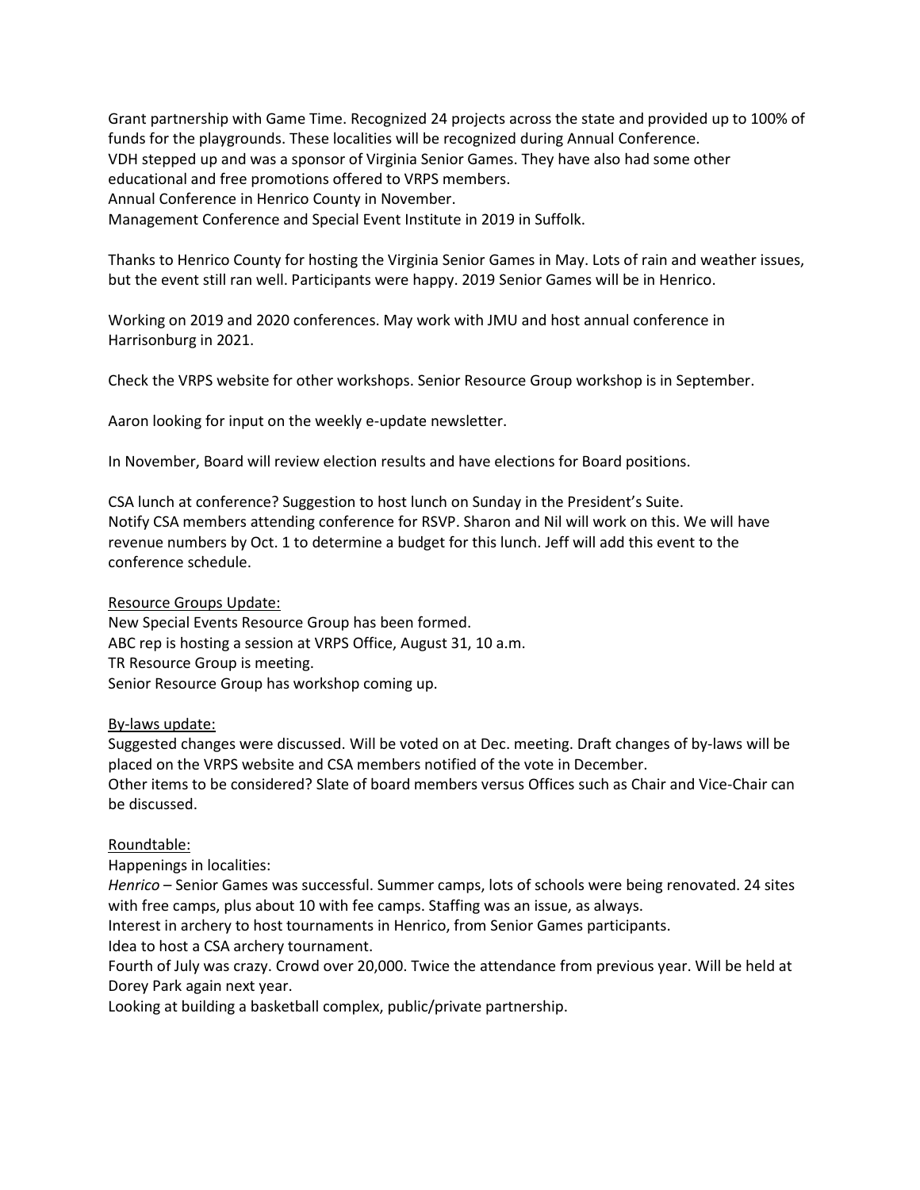Grant partnership with Game Time. Recognized 24 projects across the state and provided up to 100% of funds for the playgrounds. These localities will be recognized during Annual Conference.
VDH stepped up and was a sponsor of Virginia Senior Games. They have also had some other educational and free promotions offered to VRPS members.
Annual Conference in Henrico County in November.
Management Conference and Special Event Institute in 2019 in Suffolk.

Thanks to Henrico County for hosting the Virginia Senior Games in May. Lots of rain and weather issues, but the event still ran well. Participants were happy. 2019 Senior Games will be in Henrico.

Working on 2019 and 2020 conferences. May work with JMU and host annual conference in Harrisonburg in 2021.

Check the VRPS website for other workshops. Senior Resource Group workshop is in September.

Aaron looking for input on the weekly e-update newsletter.

In November, Board will review election results and have elections for Board positions.

CSA lunch at conference? Suggestion to host lunch on Sunday in the President's Suite.
Notify CSA members attending conference for RSVP. Sharon and Nil will work on this. We will have revenue numbers by Oct. 1 to determine a budget for this lunch. Jeff will add this event to the conference schedule.

<u>Resource Groups Update:</u>
New Special Events Resource Group has been formed.
ABC rep is hosting a session at VRPS Office, August 31, 10 a.m.
TR Resource Group is meeting.
Senior Resource Group has workshop coming up.

<u>By-laws update:</u>
Suggested changes were discussed. Will be voted on at Dec. meeting. Draft changes of by-laws will be placed on the VRPS website and CSA members notified of the vote in December.
Other items to be considered? Slate of board members versus Offices such as Chair and Vice-Chair can be discussed.

<u>Roundtable:</u>
Happenings in localities:
*Henrico* – Senior Games was successful. Summer camps, lots of schools were being renovated. 24 sites with free camps, plus about 10 with fee camps. Staffing was an issue, as always.
Interest in archery to host tournaments in Henrico, from Senior Games participants.
Idea to host a CSA archery tournament.
Fourth of July was crazy. Crowd over 20,000. Twice the attendance from previous year. Will be held at Dorey Park again next year.
Looking at building a basketball complex, public/private partnership.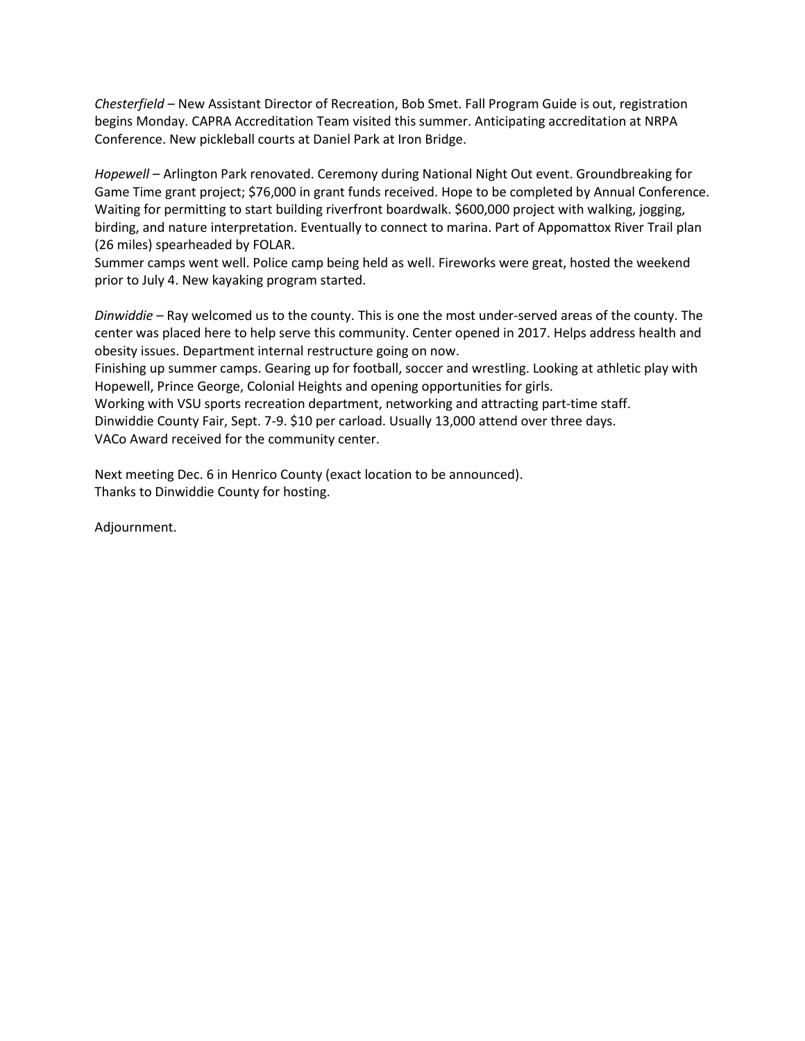*Chesterfield* – New Assistant Director of Recreation, Bob Smet. Fall Program Guide is out, registration begins Monday. CAPRA Accreditation Team visited this summer. Anticipating accreditation at NRPA Conference. New pickleball courts at Daniel Park at Iron Bridge.

*Hopewell* – Arlington Park renovated. Ceremony during National Night Out event. Groundbreaking for Game Time grant project; $76,000 in grant funds received. Hope to be completed by Annual Conference. Waiting for permitting to start building riverfront boardwalk. $600,000 project with walking, jogging, birding, and nature interpretation. Eventually to connect to marina. Part of Appomattox River Trail plan (26 miles) spearheaded by FOLAR.
Summer camps went well. Police camp being held as well. Fireworks were great, hosted the weekend prior to July 4. New kayaking program started.

*Dinwiddie* – Ray welcomed us to the county. This is one the most under-served areas of the county. The center was placed here to help serve this community. Center opened in 2017. Helps address health and obesity issues. Department internal restructure going on now.
Finishing up summer camps. Gearing up for football, soccer and wrestling. Looking at athletic play with Hopewell, Prince George, Colonial Heights and opening opportunities for girls.
Working with VSU sports recreation department, networking and attracting part-time staff.
Dinwiddie County Fair, Sept. 7-9. $10 per carload. Usually 13,000 attend over three days.
VACo Award received for the community center.

Next meeting Dec. 6 in Henrico County (exact location to be announced).
Thanks to Dinwiddie County for hosting.

Adjournment.